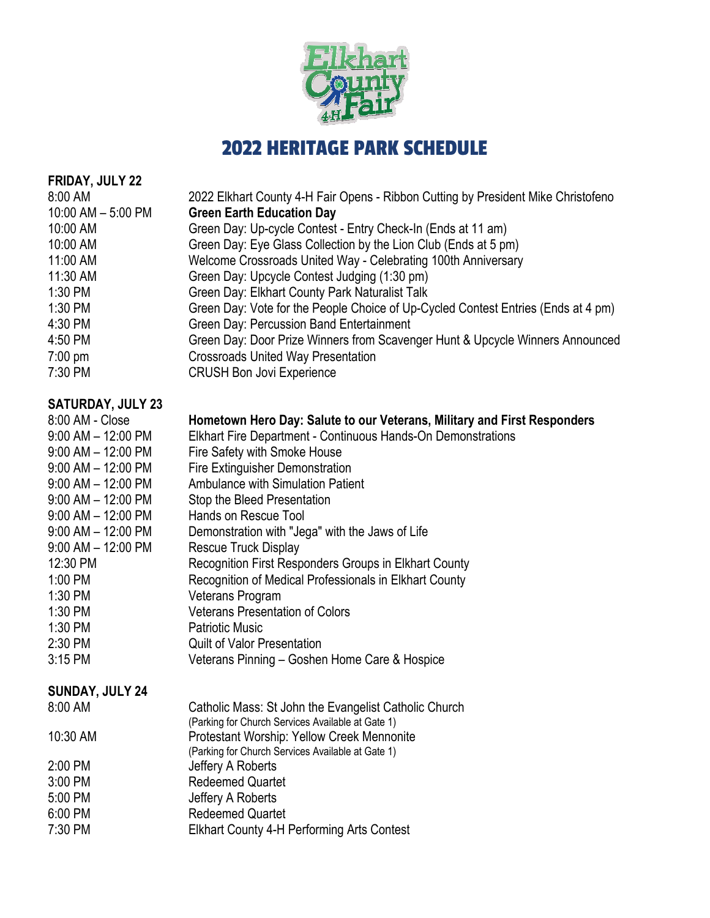# 2022 HERITAGE PARK SCHEDULE

## FRIDAY, JULY 22

| | |
|---|---|
| 8:00 AM | 2022 Elkhart County 4-H Fair Opens - Ribbon Cutting by President Mike Christofeno |
| 10:00 AM – 5:00 PM | **Green Earth Education Day** |
| 10:00 AM | Green Day: Up-cycle Contest - Entry Check-In (Ends at 11 am) |
| 10:00 AM | Green Day: Eye Glass Collection by the Lion Club (Ends at 5 pm) |
| 11:00 AM | Welcome Crossroads United Way - Celebrating 100th Anniversary |
| 11:30 AM | Green Day: Upcycle Contest Judging (1:30 pm) |
| 1:30 PM | Green Day: Elkhart County Park Naturalist Talk |
| 1:30 PM | Green Day: Vote for the People Choice of Up-Cycled Contest Entries (Ends at 4 pm) |
| 4:30 PM | Green Day: Percussion Band Entertainment |
| 4:50 PM | Green Day: Door Prize Winners from Scavenger Hunt & Upcycle Winners Announced |
| 7:00 pm | Crossroads United Way Presentation |
| 7:30 PM | CRUSH Bon Jovi Experience |

## SATURDAY, JULY 23

| | |
|---|---|
| 8:00 AM - Close | **Hometown Hero Day: Salute to our Veterans, Military and First Responders** |
| 9:00 AM – 12:00 PM | Elkhart Fire Department - Continuous Hands-On Demonstrations |
| 9:00 AM – 12:00 PM | Fire Safety with Smoke House |
| 9:00 AM – 12:00 PM | Fire Extinguisher Demonstration |
| 9:00 AM – 12:00 PM | Ambulance with Simulation Patient |
| 9:00 AM – 12:00 PM | Stop the Bleed Presentation |
| 9:00 AM – 12:00 PM | Hands on Rescue Tool |
| 9:00 AM – 12:00 PM | Demonstration with "Jega" with the Jaws of Life |
| 9:00 AM – 12:00 PM | Rescue Truck Display |
| 12:30 PM | Recognition First Responders Groups in Elkhart County |
| 1:00 PM | Recognition of Medical Professionals in Elkhart County |
| 1:30 PM | Veterans Program |
| 1:30 PM | Veterans Presentation of Colors |
| 1:30 PM | Patriotic Music |
| 2:30 PM | Quilt of Valor Presentation |
| 3:15 PM | Veterans Pinning – Goshen Home Care & Hospice |

## SUNDAY, JULY 24

| | |
|---|---|
| 8:00 AM | Catholic Mass: St John the Evangelist Catholic Church (Parking for Church Services Available at Gate 1) |
| 10:30 AM | Protestant Worship: Yellow Creek Mennonite (Parking for Church Services Available at Gate 1) |
| 2:00 PM | Jeffery A Roberts |
| 3:00 PM | Redeemed Quartet |
| 5:00 PM | Jeffery A Roberts |
| 6:00 PM | Redeemed Quartet |
| 7:30 PM | Elkhart County 4-H Performing Arts Contest |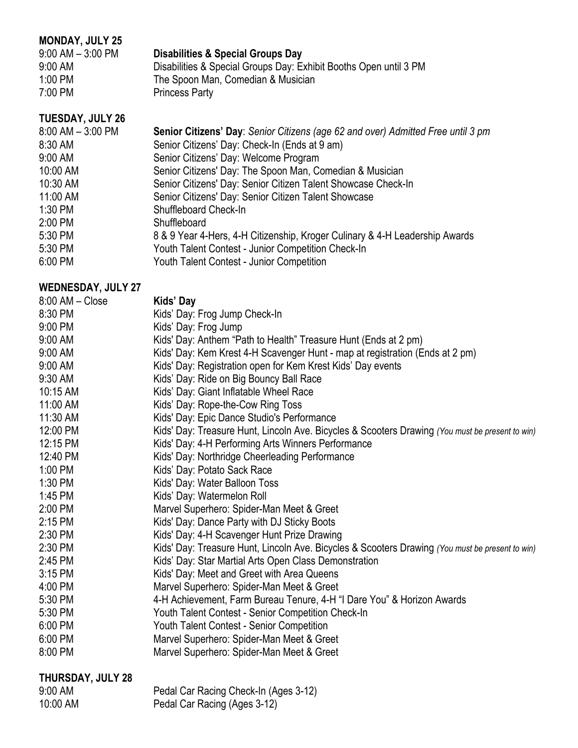## MONDAY, JULY 25

| | |
|---|---|
| 9:00 AM – 3:00 PM | **Disabilities & Special Groups Day** |
| 9:00 AM | Disabilities & Special Groups Day: Exhibit Booths Open until 3 PM |
| 1:00 PM | The Spoon Man, Comedian & Musician |
| 7:00 PM | Princess Party |

## TUESDAY, JULY 26

| | |
|---|---|
| 8:00 AM – 3:00 PM | **Senior Citizens' Day**: *Senior Citizens (age 62 and over) Admitted Free until 3 pm* |
| 8:30 AM | Senior Citizens' Day: Check-In (Ends at 9 am) |
| 9:00 AM | Senior Citizens' Day: Welcome Program |
| 10:00 AM | Senior Citizens' Day: The Spoon Man, Comedian & Musician |
| 10:30 AM | Senior Citizens' Day: Senior Citizen Talent Showcase Check-In |
| 11:00 AM | Senior Citizens' Day: Senior Citizen Talent Showcase |
| 1:30 PM | Shuffleboard Check-In |
| 2:00 PM | Shuffleboard |
| 5:30 PM | 8 & 9 Year 4-Hers, 4-H Citizenship, Kroger Culinary & 4-H Leadership Awards |
| 5:30 PM | Youth Talent Contest - Junior Competition Check-In |
| 6:00 PM | Youth Talent Contest - Junior Competition |

## WEDNESDAY, JULY 27

| | |
|---|---|
| 8:00 AM – Close | **Kids' Day** |
| 8:30 PM | Kids' Day: Frog Jump Check-In |
| 9:00 PM | Kids' Day: Frog Jump |
| 9:00 AM | Kids' Day: Anthem "Path to Health" Treasure Hunt (Ends at 2 pm) |
| 9:00 AM | Kids' Day: Kem Krest 4-H Scavenger Hunt - map at registration (Ends at 2 pm) |
| 9:00 AM | Kids' Day: Registration open for Kem Krest Kids' Day events |
| 9:30 AM | Kids' Day: Ride on Big Bouncy Ball Race |
| 10:15 AM | Kids' Day: Giant Inflatable Wheel Race |
| 11:00 AM | Kids' Day: Rope-the-Cow Ring Toss |
| 11:30 AM | Kids' Day: Epic Dance Studio's Performance |
| 12:00 PM | Kids' Day: Treasure Hunt, Lincoln Ave. Bicycles & Scooters Drawing *(You must be present to win)* |
| 12:15 PM | Kids' Day: 4-H Performing Arts Winners Performance |
| 12:40 PM | Kids' Day: Northridge Cheerleading Performance |
| 1:00 PM | Kids' Day: Potato Sack Race |
| 1:30 PM | Kids' Day: Water Balloon Toss |
| 1:45 PM | Kids' Day: Watermelon Roll |
| 2:00 PM | Marvel Superhero: Spider-Man Meet & Greet |
| 2:15 PM | Kids' Day: Dance Party with DJ Sticky Boots |
| 2:30 PM | Kids' Day: 4-H Scavenger Hunt Prize Drawing |
| 2:30 PM | Kids' Day: Treasure Hunt, Lincoln Ave. Bicycles & Scooters Drawing *(You must be present to win)* |
| 2:45 PM | Kids' Day: Star Martial Arts Open Class Demonstration |
| 3:15 PM | Kids' Day: Meet and Greet with Area Queens |
| 4:00 PM | Marvel Superhero: Spider-Man Meet & Greet |
| 5:30 PM | 4-H Achievement, Farm Bureau Tenure, 4-H "I Dare You" & Horizon Awards |
| 5:30 PM | Youth Talent Contest - Senior Competition Check-In |
| 6:00 PM | Youth Talent Contest - Senior Competition |
| 6:00 PM | Marvel Superhero: Spider-Man Meet & Greet |
| 8:00 PM | Marvel Superhero: Spider-Man Meet & Greet |

## THURSDAY, JULY 28

| | |
|---|---|
| 9:00 AM | Pedal Car Racing Check-In (Ages 3-12) |
| 10:00 AM | Pedal Car Racing (Ages 3-12) |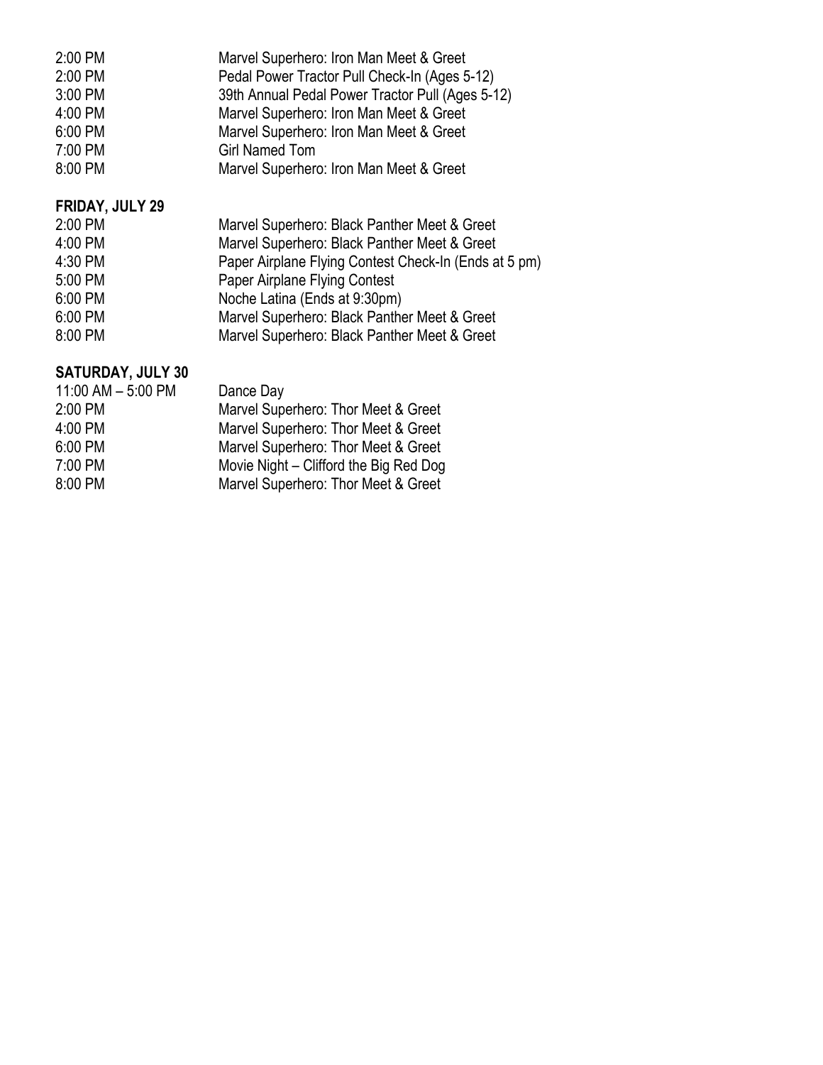| | |
|---|---|
| 2:00 PM | Marvel Superhero: Iron Man Meet & Greet |
| 2:00 PM | Pedal Power Tractor Pull Check-In (Ages 5-12) |
| 3:00 PM | 39th Annual Pedal Power Tractor Pull (Ages 5-12) |
| 4:00 PM | Marvel Superhero: Iron Man Meet & Greet |
| 6:00 PM | Marvel Superhero: Iron Man Meet & Greet |
| 7:00 PM | Girl Named Tom |
| 8:00 PM | Marvel Superhero: Iron Man Meet & Greet |

**FRIDAY, JULY 29**

| | |
|---|---|
| 2:00 PM | Marvel Superhero: Black Panther Meet & Greet |
| 4:00 PM | Marvel Superhero: Black Panther Meet & Greet |
| 4:30 PM | Paper Airplane Flying Contest Check-In (Ends at 5 pm) |
| 5:00 PM | Paper Airplane Flying Contest |
| 6:00 PM | Noche Latina (Ends at 9:30pm) |
| 6:00 PM | Marvel Superhero: Black Panther Meet & Greet |
| 8:00 PM | Marvel Superhero: Black Panther Meet & Greet |

**SATURDAY, JULY 30**

| | |
|---|---|
| 11:00 AM – 5:00 PM | Dance Day |
| 2:00 PM | Marvel Superhero: Thor Meet & Greet |
| 4:00 PM | Marvel Superhero: Thor Meet & Greet |
| 6:00 PM | Marvel Superhero: Thor Meet & Greet |
| 7:00 PM | Movie Night – Clifford the Big Red Dog |
| 8:00 PM | Marvel Superhero: Thor Meet & Greet |